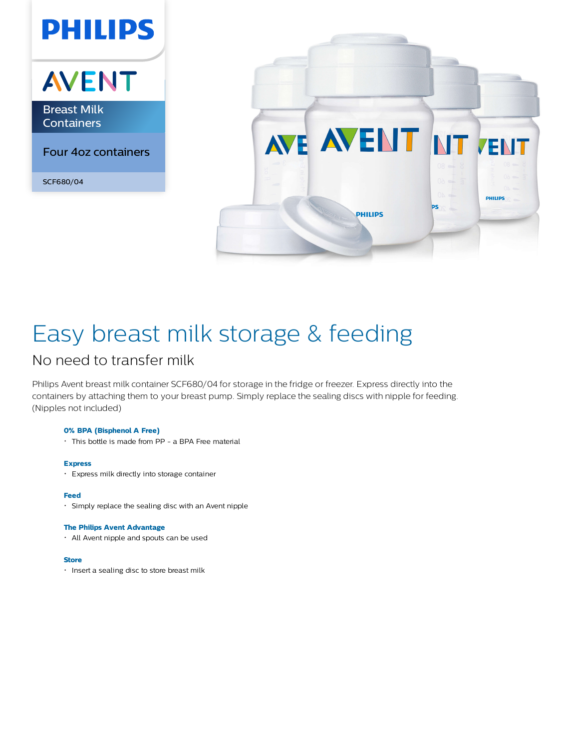PHILIPS

AVENT

Breast Milk Containers

Four 4oz containers

SCF680/04

# Easy breast milk storage & feeding

## No need to transfer milk

Philips Avent breast milk container SCF680/04 for storage in the fridge or freezer. Express directly into the containers by attaching them to your breast pump. Simply replace the sealing discs with nipple for feeding. (Nipples not included)

**0% BPA (Bisphenol A Free)**

- This bottle is made from PP - a BPA Free material

**Express**

- Express milk directly into storage container

**Feed**

- Simply replace the sealing disc with an Avent nipple

**The Philips Avent Advantage**

- All Avent nipple and spouts can be used

**Store**

- Insert a sealing disc to store breast milk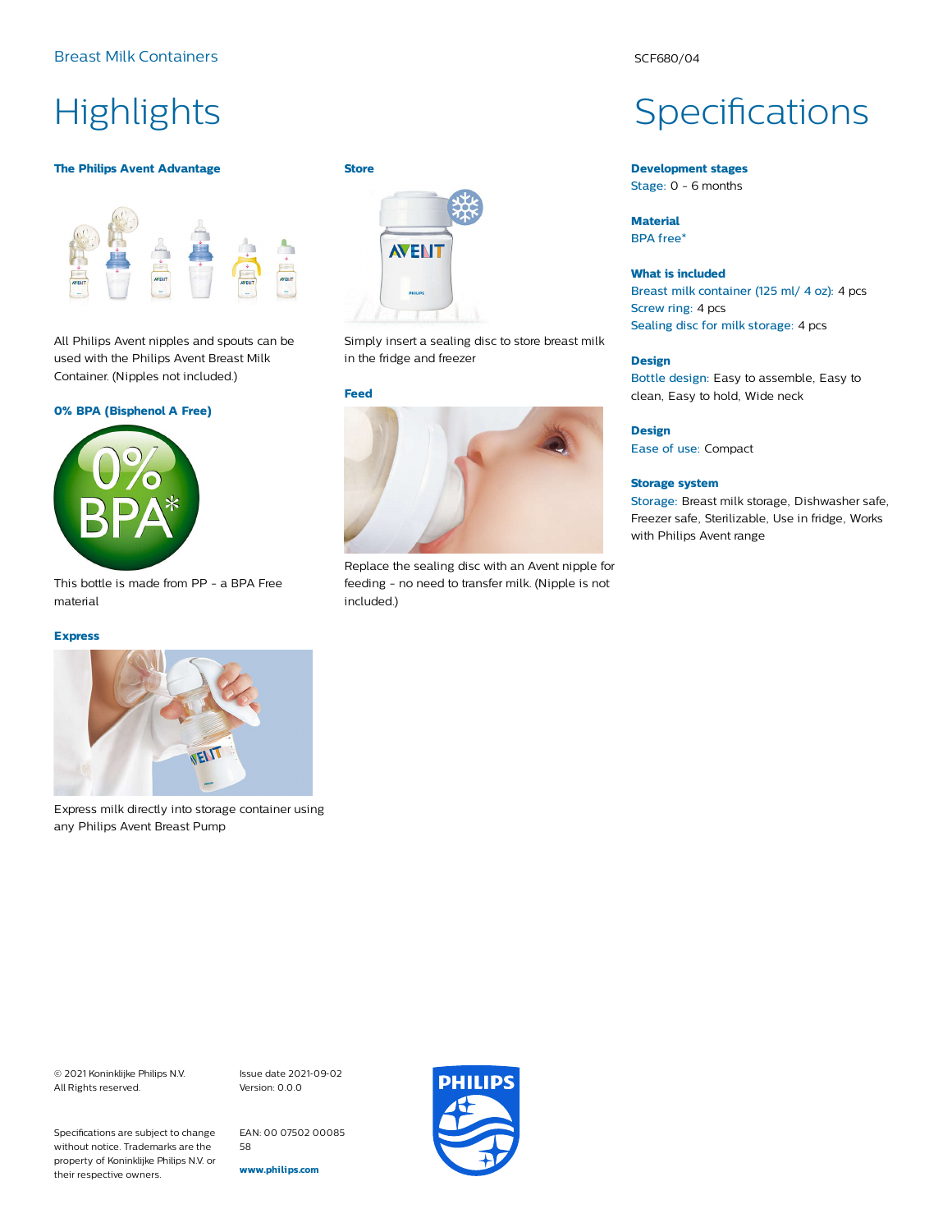Breast Milk Containers

SCF680/04

# Highlights

### The Philips Avent Advantage

All Philips Avent nipples and spouts can be used with the Philips Avent Breast Milk Container. (Nipples not included.)

### 0% BPA (Bisphenol A Free)

This bottle is made from PP - a BPA Free material

### Express

Express milk directly into storage container using any Philips Avent Breast Pump

### Store

Simply insert a sealing disc to store breast milk in the fridge and freezer

### Feed

Replace the sealing disc with an Avent nipple for feeding - no need to transfer milk. (Nipple is not included.)

# Specifications

### Development stages

- Stage: 0 - 6 months

### Material

- BPA free*

### What is included

- Breast milk container (125 ml/ 4 oz): 4 pcs
- Screw ring: 4 pcs
- Sealing disc for milk storage: 4 pcs

### Design

- Bottle design: Easy to assemble, Easy to clean, Easy to hold, Wide neck

### Design

- Ease of use: Compact

### Storage system

- Storage: Breast milk storage, Dishwasher safe, Freezer safe, Sterilizable, Use in fridge, Works with Philips Avent range

© 2021 Koninklijke Philips N.V.
All Rights reserved.

Specifications are subject to change without notice. Trademarks are the property of Koninklijke Philips N.V. or their respective owners.

Issue date 2021-09-02
Version: 0.0.0

EAN: 00 07502 00085 58

www.philips.com